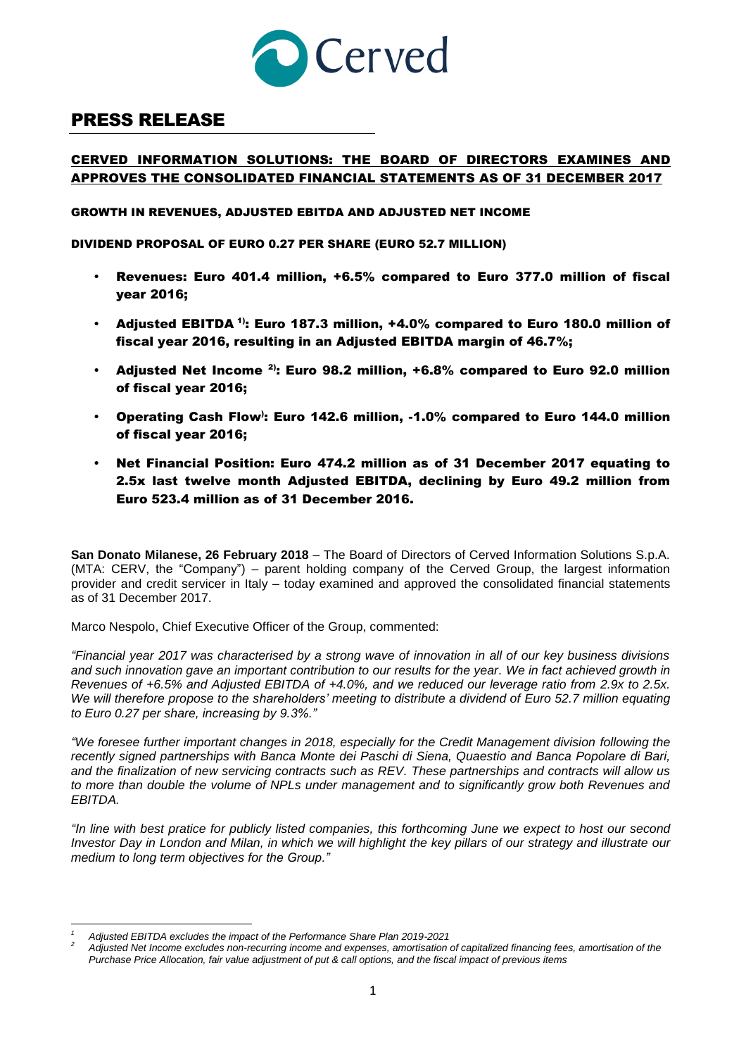# PRESS RELEASE

## CERVED INFORMATION SOLUTIONS: THE BOARD OF DIRECTORS EXAMINES AND APPROVES THE CONSOLIDATED FINANCIAL STATEMENTS AS OF 31 DECEMBER 2017

**GROWTH IN REVENUES, ADJUSTED EBITDA AND ADJUSTED NET INCOME**

**DIVIDEND PROPOSAL OF EURO 0.27 PER SHARE (EURO 52.7 MILLION)**

- **Revenues: Euro 401.4 million, +6.5% compared to Euro 377.0 million of fiscal year 2016;**
- **Adjusted EBITDA [1]: Euro 187.3 million, +4.0% compared to Euro 180.0 million of fiscal year 2016, resulting in an Adjusted EBITDA margin of 46.7%;**
- **Adjusted Net Income [2]: Euro 98.2 million, +6.8% compared to Euro 92.0 million of fiscal year 2016;**
- **Operating Cash Flow: Euro 142.6 million, -1.0% compared to Euro 144.0 million of fiscal year 2016;**
- **Net Financial Position: Euro 474.2 million as of 31 December 2017 equating to 2.5x last twelve month Adjusted EBITDA, declining by Euro 49.2 million from Euro 523.4 million as of 31 December 2016.**

**San Donato Milanese, 26 February 2018** – The Board of Directors of Cerved Information Solutions S.p.A. (MTA: CERV, the "Company") – parent holding company of the Cerved Group, the largest information provider and credit servicer in Italy – today examined and approved the consolidated financial statements as of 31 December 2017.

Marco Nespolo, Chief Executive Officer of the Group, commented:

*"Financial year 2017 was characterised by a strong wave of innovation in all of our key business divisions and such innovation gave an important contribution to our results for the year. We in fact achieved growth in Revenues of +6.5% and Adjusted EBITDA of +4.0%, and we reduced our leverage ratio from 2.9x to 2.5x. We will therefore propose to the shareholders' meeting to distribute a dividend of Euro 52.7 million equating to Euro 0.27 per share, increasing by 9.3%."*

*"We foresee further important changes in 2018, especially for the Credit Management division following the recently signed partnerships with Banca Monte dei Paschi di Siena, Quaestio and Banca Popolare di Bari, and the finalization of new servicing contracts such as REV. These partnerships and contracts will allow us to more than double the volume of NPLs under management and to significantly grow both Revenues and EBITDA.*

*"In line with best pratice for publicly listed companies, this forthcoming June we expect to host our second Investor Day in London and Milan, in which we will highlight the key pillars of our strategy and illustrate our medium to long term objectives for the Group."*

---

[1] *Adjusted EBITDA excludes the impact of the Performance Share Plan 2019-2021*

[2] *Adjusted Net Income excludes non-recurring income and expenses, amortisation of capitalized financing fees, amortisation of the Purchase Price Allocation, fair value adjustment of put & call options, and the fiscal impact of previous items*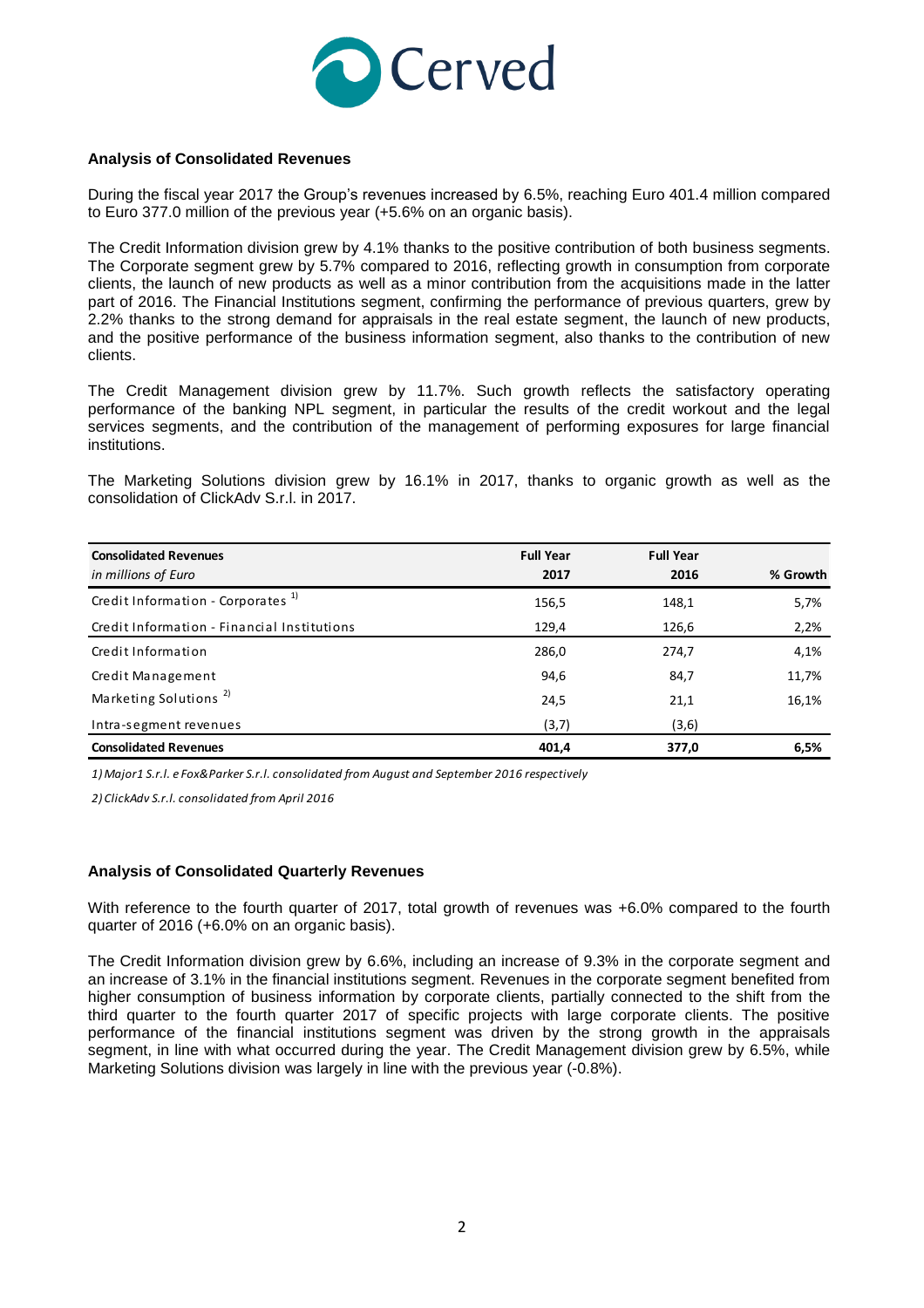## Analysis of Consolidated Revenues

During the fiscal year 2017 the Group's revenues increased by 6.5%, reaching Euro 401.4 million compared to Euro 377.0 million of the previous year (+5.6% on an organic basis).

The Credit Information division grew by 4.1% thanks to the positive contribution of both business segments. The Corporate segment grew by 5.7% compared to 2016, reflecting growth in consumption from corporate clients, the launch of new products as well as a minor contribution from the acquisitions made in the latter part of 2016. The Financial Institutions segment, confirming the performance of previous quarters, grew by 2.2% thanks to the strong demand for appraisals in the real estate segment, the launch of new products, and the positive performance of the business information segment, also thanks to the contribution of new clients.

The Credit Management division grew by 11.7%. Such growth reflects the satisfactory operating performance of the banking NPL segment, in particular the results of the credit workout and the legal services segments, and the contribution of the management of performing exposures for large financial institutions.

The Marketing Solutions division grew by 16.1% in 2017, thanks to organic growth as well as the consolidation of ClickAdv S.r.l. in 2017.

| **Consolidated Revenues** *in millions of Euro* | **Full Year 2017** | **Full Year 2016** | **% Growth** |
|---|---|---|---|
| Credit Information - Corporates [1] | 156,5 | 148,1 | 5,7% |
| Credit Information - Financial Institutions | 129,4 | 126,6 | 2,2% |
| Credit Information | 286,0 | 274,7 | 4,1% |
| Credit Management | 94,6 | 84,7 | 11,7% |
| Marketing Solutions [2] | 24,5 | 21,1 | 16,1% |
| Intra-segment revenues | (3,7) | (3,6) | |
| **Consolidated Revenues** | **401,4** | **377,0** | **6,5%** |

*1) Major1 S.r.l. e Fox&Parker S.r.l. consolidated from August and September 2016 respectively*

*2) ClickAdv S.r.l. consolidated from April 2016*

## Analysis of Consolidated Quarterly Revenues

With reference to the fourth quarter of 2017, total growth of revenues was +6.0% compared to the fourth quarter of 2016 (+6.0% on an organic basis).

The Credit Information division grew by 6.6%, including an increase of 9.3% in the corporate segment and an increase of 3.1% in the financial institutions segment. Revenues in the corporate segment benefited from higher consumption of business information by corporate clients, partially connected to the shift from the third quarter to the fourth quarter 2017 of specific projects with large corporate clients. The positive performance of the financial institutions segment was driven by the strong growth in the appraisals segment, in line with what occurred during the year. The Credit Management division grew by 6.5%, while Marketing Solutions division was largely in line with the previous year (-0.8%).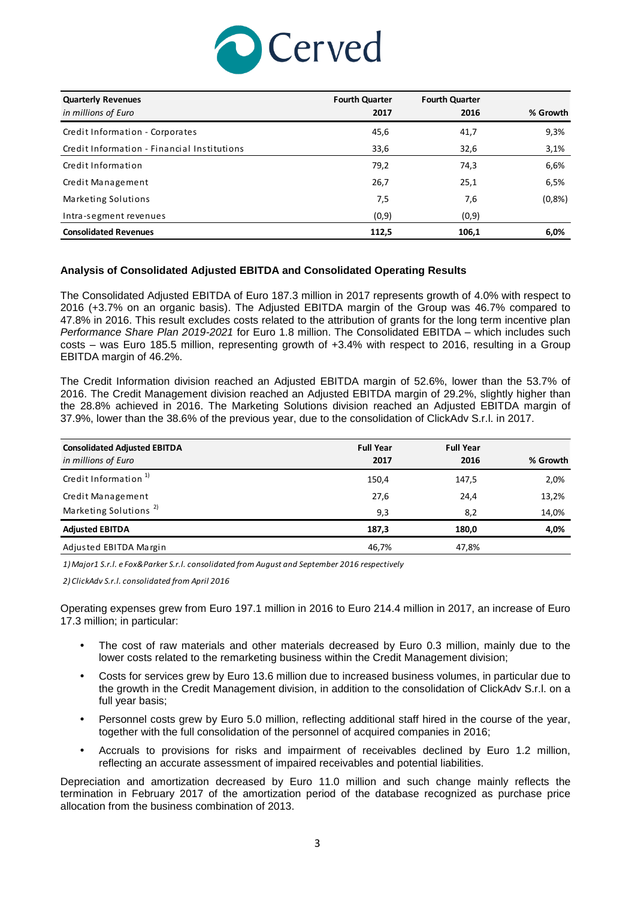| **Quarterly Revenues** *in millions of Euro* | **Fourth Quarter 2017** | **Fourth Quarter 2016** | **% Growth** |
|---|---|---|---|
| Credit Information - Corporates | 45,6 | 41,7 | 9,3% |
| Credit Information - Financial Institutions | 33,6 | 32,6 | 3,1% |
| Credit Information | 79,2 | 74,3 | 6,6% |
| Credit Management | 26,7 | 25,1 | 6,5% |
| Marketing Solutions | 7,5 | 7,6 | (0,8%) |
| Intra-segment revenues | (0,9) | (0,9) | |
| **Consolidated Revenues** | **112,5** | **106,1** | **6,0%** |

### Analysis of Consolidated Adjusted EBITDA and Consolidated Operating Results

The Consolidated Adjusted EBITDA of Euro 187.3 million in 2017 represents growth of 4.0% with respect to 2016 (+3.7% on an organic basis). The Adjusted EBITDA margin of the Group was 46.7% compared to 47.8% in 2016. This result excludes costs related to the attribution of grants for the long term incentive plan *Performance Share Plan 2019-2021* for Euro 1.8 million. The Consolidated EBITDA – which includes such costs – was Euro 185.5 million, representing growth of +3.4% with respect to 2016, resulting in a Group EBITDA margin of 46.2%.

The Credit Information division reached an Adjusted EBITDA margin of 52.6%, lower than the 53.7% of 2016. The Credit Management division reached an Adjusted EBITDA margin of 29.2%, slightly higher than the 28.8% achieved in 2016. The Marketing Solutions division reached an Adjusted EBITDA margin of 37.9%, lower than the 38.6% of the previous year, due to the consolidation of ClickAdv S.r.l. in 2017.

| **Consolidated Adjusted EBITDA** *in millions of Euro* | **Full Year 2017** | **Full Year 2016** | **% Growth** |
|---|---|---|---|
| Credit Information [1] | 150,4 | 147,5 | 2,0% |
| Credit Management | 27,6 | 24,4 | 13,2% |
| Marketing Solutions [2] | 9,3 | 8,2 | 14,0% |
| **Adjusted EBITDA** | **187,3** | **180,0** | **4,0%** |
| Adjusted EBITDA Margin | 46,7% | 47,8% | |

*1) Major1 S.r.l. e Fox&Parker S.r.l. consolidated from August and September 2016 respectively*

*2) ClickAdv S.r.l. consolidated from April 2016*

Operating expenses grew from Euro 197.1 million in 2016 to Euro 214.4 million in 2017, an increase of Euro 17.3 million; in particular:

- The cost of raw materials and other materials decreased by Euro 0.3 million, mainly due to the lower costs related to the remarketing business within the Credit Management division;
- Costs for services grew by Euro 13.6 million due to increased business volumes, in particular due to the growth in the Credit Management division, in addition to the consolidation of ClickAdv S.r.l. on a full year basis;
- Personnel costs grew by Euro 5.0 million, reflecting additional staff hired in the course of the year, together with the full consolidation of the personnel of acquired companies in 2016;
- Accruals to provisions for risks and impairment of receivables declined by Euro 1.2 million, reflecting an accurate assessment of impaired receivables and potential liabilities.

Depreciation and amortization decreased by Euro 11.0 million and such change mainly reflects the termination in February 2017 of the amortization period of the database recognized as purchase price allocation from the business combination of 2013.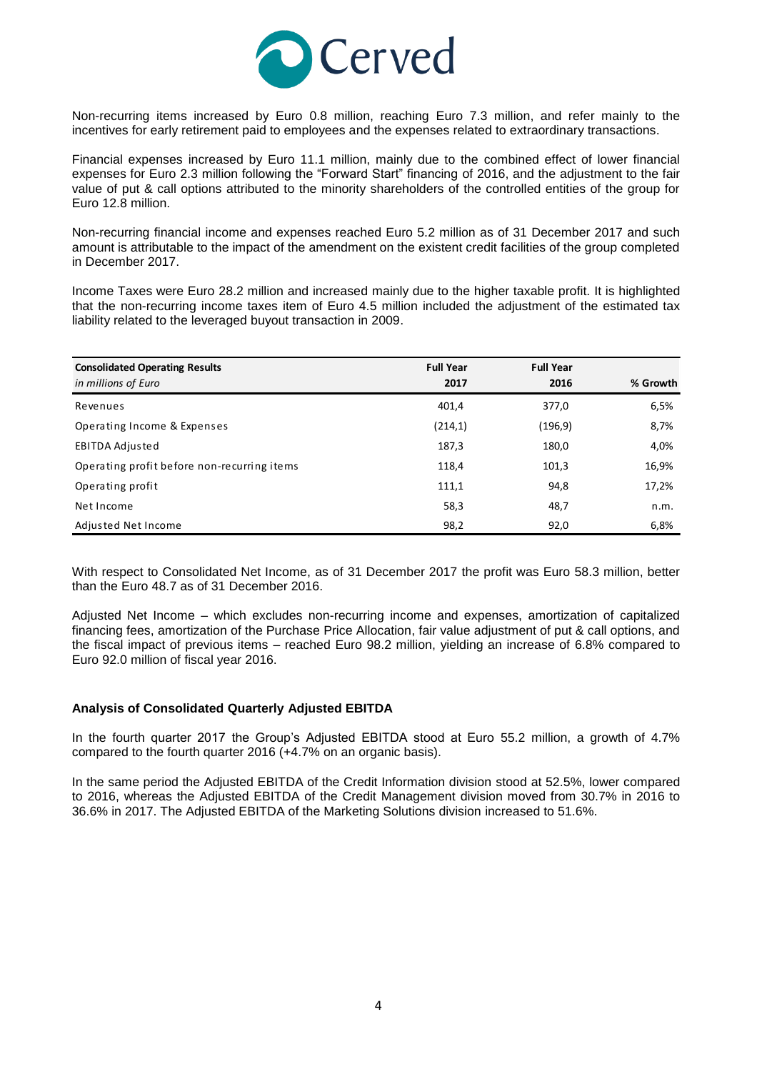Non-recurring items increased by Euro 0.8 million, reaching Euro 7.3 million, and refer mainly to the incentives for early retirement paid to employees and the expenses related to extraordinary transactions.

Financial expenses increased by Euro 11.1 million, mainly due to the combined effect of lower financial expenses for Euro 2.3 million following the "Forward Start" financing of 2016, and the adjustment to the fair value of put & call options attributed to the minority shareholders of the controlled entities of the group for Euro 12.8 million.

Non-recurring financial income and expenses reached Euro 5.2 million as of 31 December 2017 and such amount is attributable to the impact of the amendment on the existent credit facilities of the group completed in December 2017.

Income Taxes were Euro 28.2 million and increased mainly due to the higher taxable profit. It is highlighted that the non-recurring income taxes item of Euro 4.5 million included the adjustment of the estimated tax liability related to the leveraged buyout transaction in 2009.

| **Consolidated Operating Results**<br>*in millions of Euro* | **Full Year 2017** | **Full Year 2016** | **% Growth** |
|---|---|---|---|
| Revenues | 401,4 | 377,0 | 6,5% |
| Operating Income & Expenses | (214,1) | (196,9) | 8,7% |
| EBITDA Adjusted | 187,3 | 180,0 | 4,0% |
| Operating profit before non-recurring items | 118,4 | 101,3 | 16,9% |
| Operating profit | 111,1 | 94,8 | 17,2% |
| Net Income | 58,3 | 48,7 | n.m. |
| Adjusted Net Income | 98,2 | 92,0 | 6,8% |

With respect to Consolidated Net Income, as of 31 December 2017 the profit was Euro 58.3 million, better than the Euro 48.7 as of 31 December 2016.

Adjusted Net Income – which excludes non-recurring income and expenses, amortization of capitalized financing fees, amortization of the Purchase Price Allocation, fair value adjustment of put & call options, and the fiscal impact of previous items – reached Euro 98.2 million, yielding an increase of 6.8% compared to Euro 92.0 million of fiscal year 2016.

### Analysis of Consolidated Quarterly Adjusted EBITDA

In the fourth quarter 2017 the Group's Adjusted EBITDA stood at Euro 55.2 million, a growth of 4.7% compared to the fourth quarter 2016 (+4.7% on an organic basis).

In the same period the Adjusted EBITDA of the Credit Information division stood at 52.5%, lower compared to 2016, whereas the Adjusted EBITDA of the Credit Management division moved from 30.7% in 2016 to 36.6% in 2017. The Adjusted EBITDA of the Marketing Solutions division increased to 51.6%.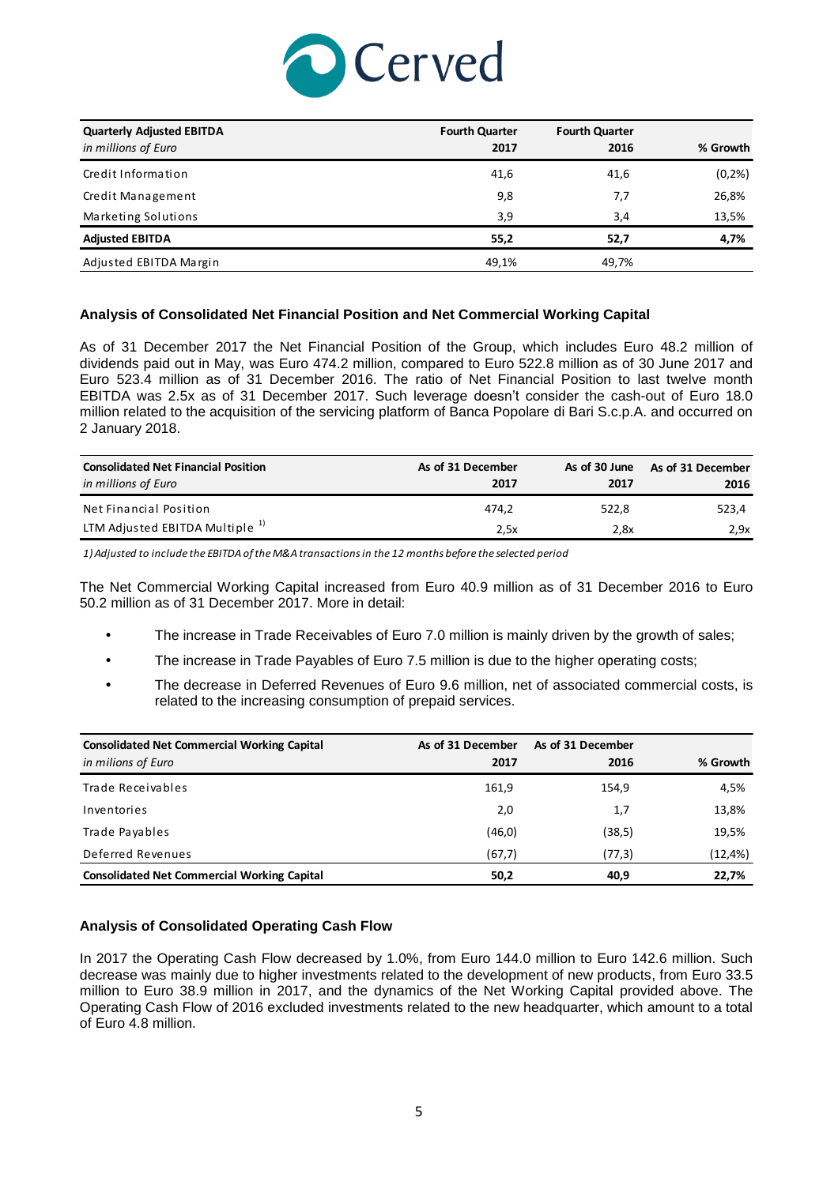| **Quarterly Adjusted EBITDA** *in millions of Euro* | **Fourth Quarter 2017** | **Fourth Quarter 2016** | **% Growth** |
|---|---|---|---|
| Credit Information | 41,6 | 41,6 | (0,2%) |
| Credit Management | 9,8 | 7,7 | 26,8% |
| Marketing Solutions | 3,9 | 3,4 | 13,5% |
| **Adjusted EBITDA** | **55,2** | **52,7** | **4,7%** |
| Adjusted EBITDA Margin | 49,1% | 49,7% | |

### Analysis of Consolidated Net Financial Position and Net Commercial Working Capital

As of 31 December 2017 the Net Financial Position of the Group, which includes Euro 48.2 million of dividends paid out in May, was Euro 474.2 million, compared to Euro 522.8 million as of 30 June 2017 and Euro 523.4 million as of 31 December 2016. The ratio of Net Financial Position to last twelve month EBITDA was 2.5x as of 31 December 2017. Such leverage doesn't consider the cash-out of Euro 18.0 million related to the acquisition of the servicing platform of Banca Popolare di Bari S.c.p.A. and occurred on 2 January 2018.

| **Consolidated Net Financial Position** *in millions of Euro* | **As of 31 December 2017** | **As of 30 June 2017** | **As of 31 December 2016** |
|---|---|---|---|
| Net Financial Position | 474,2 | 522,8 | 523,4 |
| LTM Adjusted EBITDA Multiple [1] | 2,5x | 2,8x | 2,9x |

*1) Adjusted to include the EBITDA of the M&A transactions in the 12 months before the selected period*

The Net Commercial Working Capital increased from Euro 40.9 million as of 31 December 2016 to Euro 50.2 million as of 31 December 2017. More in detail:

- The increase in Trade Receivables of Euro 7.0 million is mainly driven by the growth of sales;
- The increase in Trade Payables of Euro 7.5 million is due to the higher operating costs;
- The decrease in Deferred Revenues of Euro 9.6 million, net of associated commercial costs, is related to the increasing consumption of prepaid services.

| **Consolidated Net Commercial Working Capital** *in milions of Euro* | **As of 31 December 2017** | **As of 31 December 2016** | **% Growth** |
|---|---|---|---|
| Trade Receivables | 161,9 | 154,9 | 4,5% |
| Inventories | 2,0 | 1,7 | 13,8% |
| Trade Payables | (46,0) | (38,5) | 19,5% |
| Deferred Revenues | (67,7) | (77,3) | (12,4%) |
| **Consolidated Net Commercial Working Capital** | **50,2** | **40,9** | **22,7%** |

### Analysis of Consolidated Operating Cash Flow

In 2017 the Operating Cash Flow decreased by 1.0%, from Euro 144.0 million to Euro 142.6 million. Such decrease was mainly due to higher investments related to the development of new products, from Euro 33.5 million to Euro 38.9 million in 2017, and the dynamics of the Net Working Capital provided above. The Operating Cash Flow of 2016 excluded investments related to the new headquarter, which amount to a total of Euro 4.8 million.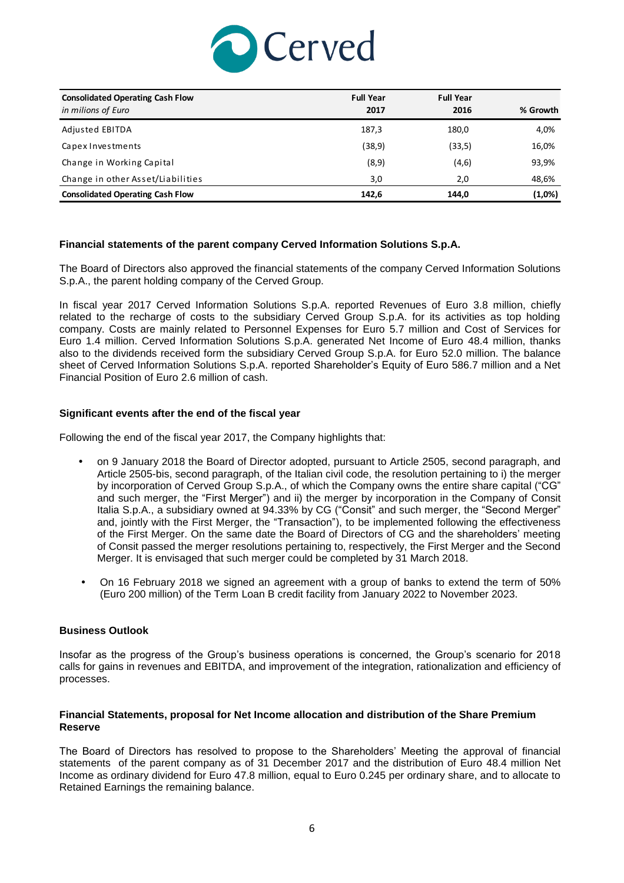| **Consolidated Operating Cash Flow** *in milions of Euro* | **Full Year 2017** | **Full Year 2016** | **% Growth** |
|---|---|---|---|
| Adjusted EBITDA | 187,3 | 180,0 | 4,0% |
| Capex Investments | (38,9) | (33,5) | 16,0% |
| Change in Working Capital | (8,9) | (4,6) | 93,9% |
| Change in other Asset/Liabilities | 3,0 | 2,0 | 48,6% |
| **Consolidated Operating Cash Flow** | **142,6** | **144,0** | **(1,0%)** |

### Financial statements of the parent company Cerved Information Solutions S.p.A.

The Board of Directors also approved the financial statements of the company Cerved Information Solutions S.p.A., the parent holding company of the Cerved Group.

In fiscal year 2017 Cerved Information Solutions S.p.A. reported Revenues of Euro 3.8 million, chiefly related to the recharge of costs to the subsidiary Cerved Group S.p.A. for its activities as top holding company. Costs are mainly related to Personnel Expenses for Euro 5.7 million and Cost of Services for Euro 1.4 million. Cerved Information Solutions S.p.A. generated Net Income of Euro 48.4 million, thanks also to the dividends received form the subsidiary Cerved Group S.p.A. for Euro 52.0 million. The balance sheet of Cerved Information Solutions S.p.A. reported Shareholder's Equity of Euro 586.7 million and a Net Financial Position of Euro 2.6 million of cash.

### Significant events after the end of the fiscal year

Following the end of the fiscal year 2017, the Company highlights that:

- on 9 January 2018 the Board of Director adopted, pursuant to Article 2505, second paragraph, and Article 2505-bis, second paragraph, of the Italian civil code, the resolution pertaining to i) the merger by incorporation of Cerved Group S.p.A., of which the Company owns the entire share capital ("CG" and such merger, the "First Merger") and ii) the merger by incorporation in the Company of Consit Italia S.p.A., a subsidiary owned at 94.33% by CG ("Consit" and such merger, the "Second Merger" and, jointly with the First Merger, the "Transaction"), to be implemented following the effectiveness of the First Merger. On the same date the Board of Directors of CG and the shareholders' meeting of Consit passed the merger resolutions pertaining to, respectively, the First Merger and the Second Merger. It is envisaged that such merger could be completed by 31 March 2018.
- On 16 February 2018 we signed an agreement with a group of banks to extend the term of 50% (Euro 200 million) of the Term Loan B credit facility from January 2022 to November 2023.

### Business Outlook

Insofar as the progress of the Group's business operations is concerned, the Group's scenario for 2018 calls for gains in revenues and EBITDA, and improvement of the integration, rationalization and efficiency of processes.

### Financial Statements, proposal for Net Income allocation and distribution of the Share Premium Reserve

The Board of Directors has resolved to propose to the Shareholders' Meeting the approval of financial statements of the parent company as of 31 December 2017 and the distribution of Euro 48.4 million Net Income as ordinary dividend for Euro 47.8 million, equal to Euro 0.245 per ordinary share, and to allocate to Retained Earnings the remaining balance.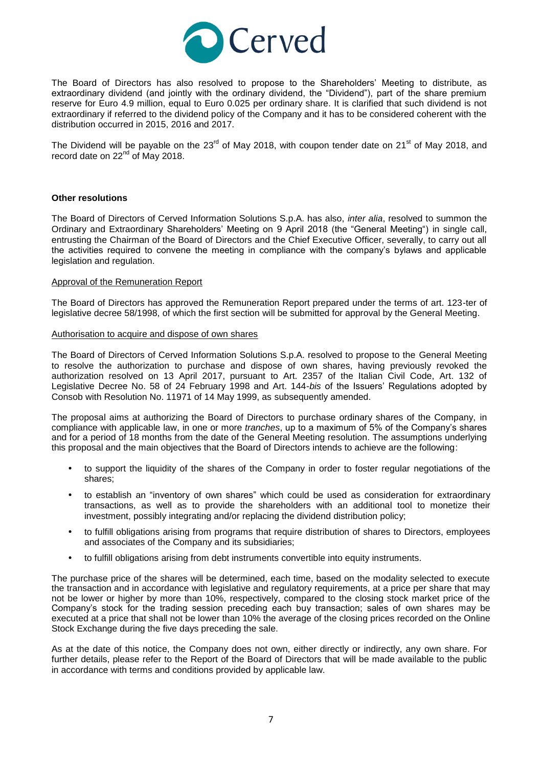The Board of Directors has also resolved to propose to the Shareholders' Meeting to distribute, as extraordinary dividend (and jointly with the ordinary dividend, the "Dividend"), part of the share premium reserve for Euro 4.9 million, equal to Euro 0.025 per ordinary share. It is clarified that such dividend is not extraordinary if referred to the dividend policy of the Company and it has to be considered coherent with the distribution occurred in 2015, 2016 and 2017.

The Dividend will be payable on the 23rd of May 2018, with coupon tender date on 21st of May 2018, and record date on 22nd of May 2018.

**Other resolutions**

The Board of Directors of Cerved Information Solutions S.p.A. has also, *inter alia*, resolved to summon the Ordinary and Extraordinary Shareholders' Meeting on 9 April 2018 (the "General Meeting") in single call, entrusting the Chairman of the Board of Directors and the Chief Executive Officer, severally, to carry out all the activities required to convene the meeting in compliance with the company's bylaws and applicable legislation and regulation.

Approval of the Remuneration Report

The Board of Directors has approved the Remuneration Report prepared under the terms of art. 123-ter of legislative decree 58/1998, of which the first section will be submitted for approval by the General Meeting.

Authorisation to acquire and dispose of own shares

The Board of Directors of Cerved Information Solutions S.p.A. resolved to propose to the General Meeting to resolve the authorization to purchase and dispose of own shares, having previously revoked the authorization resolved on 13 April 2017, pursuant to Art. 2357 of the Italian Civil Code, Art. 132 of Legislative Decree No. 58 of 24 February 1998 and Art. 144-*bis* of the Issuers' Regulations adopted by Consob with Resolution No. 11971 of 14 May 1999, as subsequently amended.

The proposal aims at authorizing the Board of Directors to purchase ordinary shares of the Company, in compliance with applicable law, in one or more *tranches*, up to a maximum of 5% of the Company's shares and for a period of 18 months from the date of the General Meeting resolution. The assumptions underlying this proposal and the main objectives that the Board of Directors intends to achieve are the following:

- to support the liquidity of the shares of the Company in order to foster regular negotiations of the shares;
- to establish an "inventory of own shares" which could be used as consideration for extraordinary transactions, as well as to provide the shareholders with an additional tool to monetize their investment, possibly integrating and/or replacing the dividend distribution policy;
- to fulfill obligations arising from programs that require distribution of shares to Directors, employees and associates of the Company and its subsidiaries;
- to fulfill obligations arising from debt instruments convertible into equity instruments.

The purchase price of the shares will be determined, each time, based on the modality selected to execute the transaction and in accordance with legislative and regulatory requirements, at a price per share that may not be lower or higher by more than 10%, respectively, compared to the closing stock market price of the Company's stock for the trading session preceding each buy transaction; sales of own shares may be executed at a price that shall not be lower than 10% the average of the closing prices recorded on the Online Stock Exchange during the five days preceding the sale.

As at the date of this notice, the Company does not own, either directly or indirectly, any own share. For further details, please refer to the Report of the Board of Directors that will be made available to the public in accordance with terms and conditions provided by applicable law.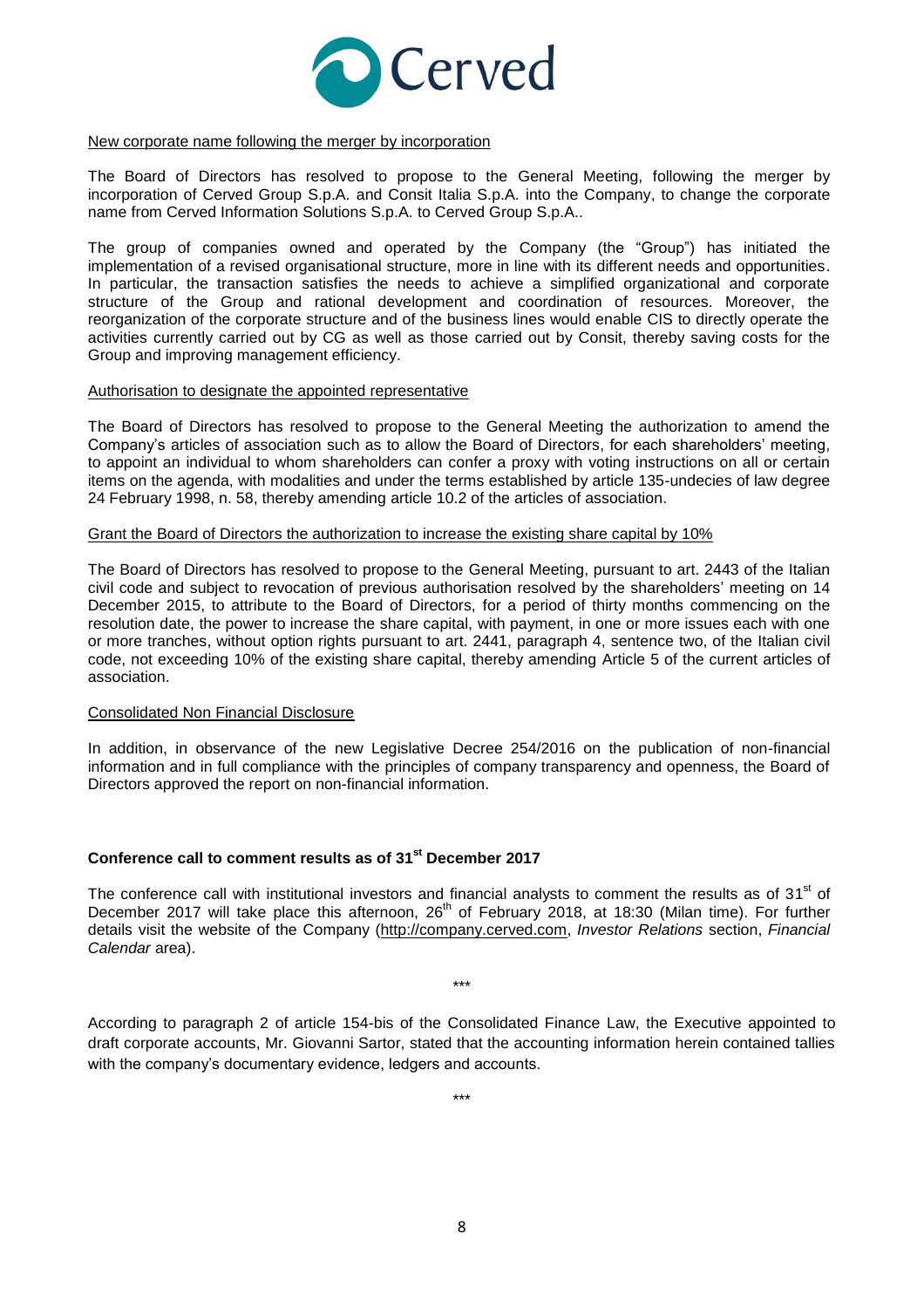New corporate name following the merger by incorporation

The Board of Directors has resolved to propose to the General Meeting, following the merger by incorporation of Cerved Group S.p.A. and Consit Italia S.p.A. into the Company, to change the corporate name from Cerved Information Solutions S.p.A. to Cerved Group S.p.A..

The group of companies owned and operated by the Company (the "Group") has initiated the implementation of a revised organisational structure, more in line with its different needs and opportunities. In particular, the transaction satisfies the needs to achieve a simplified organizational and corporate structure of the Group and rational development and coordination of resources. Moreover, the reorganization of the corporate structure and of the business lines would enable CIS to directly operate the activities currently carried out by CG as well as those carried out by Consit, thereby saving costs for the Group and improving management efficiency.

Authorisation to designate the appointed representative

The Board of Directors has resolved to propose to the General Meeting the authorization to amend the Company's articles of association such as to allow the Board of Directors, for each shareholders' meeting, to appoint an individual to whom shareholders can confer a proxy with voting instructions on all or certain items on the agenda, with modalities and under the terms established by article 135-undecies of law degree 24 February 1998, n. 58, thereby amending article 10.2 of the articles of association.

Grant the Board of Directors the authorization to increase the existing share capital by 10%

The Board of Directors has resolved to propose to the General Meeting, pursuant to art. 2443 of the Italian civil code and subject to revocation of previous authorisation resolved by the shareholders' meeting on 14 December 2015, to attribute to the Board of Directors, for a period of thirty months commencing on the resolution date, the power to increase the share capital, with payment, in one or more issues each with one or more tranches, without option rights pursuant to art. 2441, paragraph 4, sentence two, of the Italian civil code, not exceeding 10% of the existing share capital, thereby amending Article 5 of the current articles of association.

Consolidated Non Financial Disclosure

In addition, in observance of the new Legislative Decree 254/2016 on the publication of non-financial information and in full compliance with the principles of company transparency and openness, the Board of Directors approved the report on non-financial information.

**Conference call to comment results as of 31st December 2017**

The conference call with institutional investors and financial analysts to comment the results as of 31st of December 2017 will take place this afternoon, 26th of February 2018, at 18:30 (Milan time). For further details visit the website of the Company (http://company.cerved.com, *Investor Relations* section, *Financial Calendar* area).

\*\*\*

According to paragraph 2 of article 154-bis of the Consolidated Finance Law, the Executive appointed to draft corporate accounts, Mr. Giovanni Sartor, stated that the accounting information herein contained tallies with the company's documentary evidence, ledgers and accounts.

\*\*\*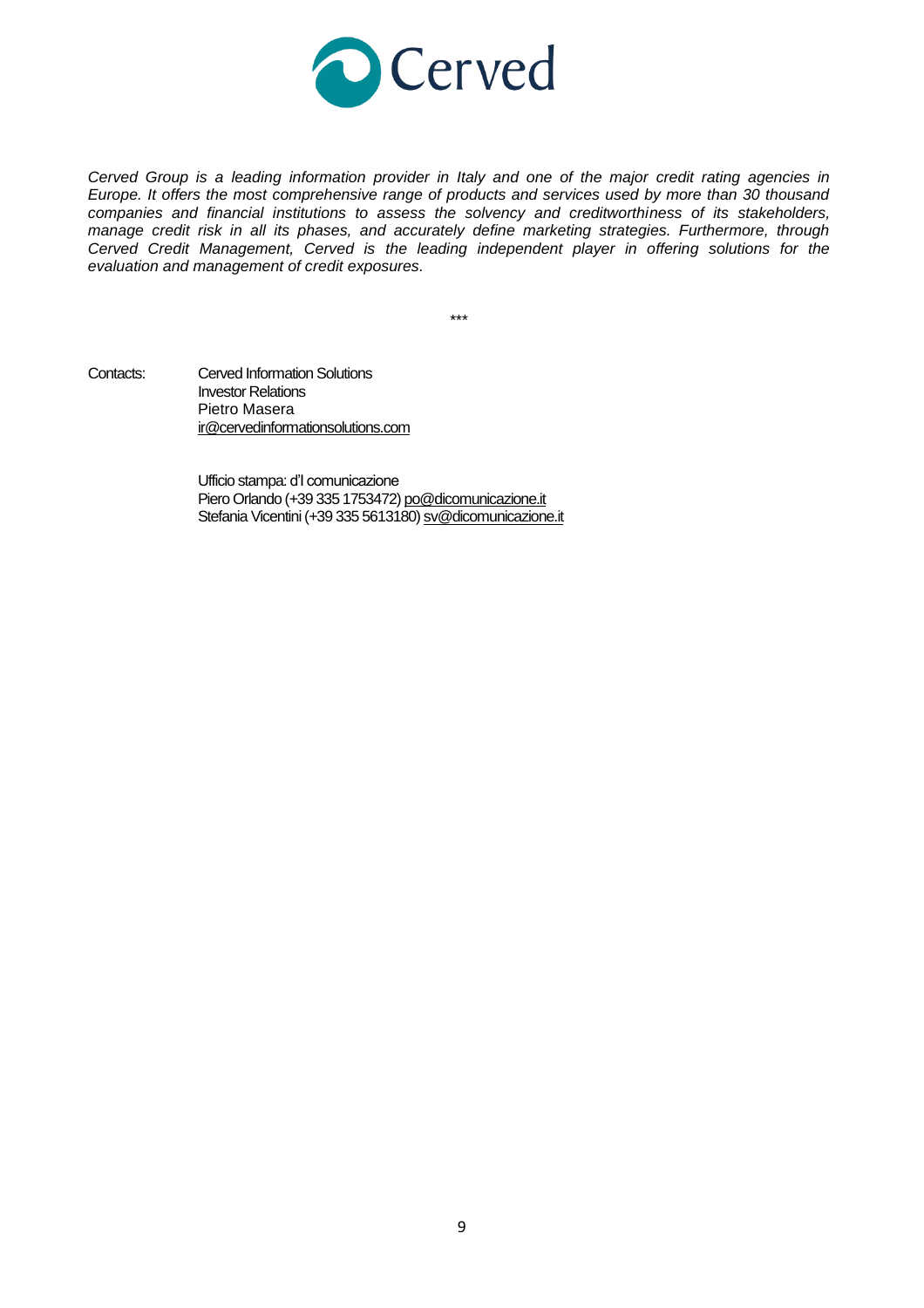*Cerved Group is a leading information provider in Italy and one of the major credit rating agencies in Europe. It offers the most comprehensive range of products and services used by more than 30 thousand companies and financial institutions to assess the solvency and creditworthiness of its stakeholders, manage credit risk in all its phases, and accurately define marketing strategies. Furthermore, through Cerved Credit Management, Cerved is the leading independent player in offering solutions for the evaluation and management of credit exposures.*

***

Contacts:

Cerved Information Solutions
Investor Relations
Pietro Masera
ir@cervedinformationsolutions.com

Ufficio stampa: d'I comunicazione
Piero Orlando (+39 335 1753472) po@dicomunicazione.it
Stefania Vicentini (+39 335 5613180) sv@dicomunicazione.it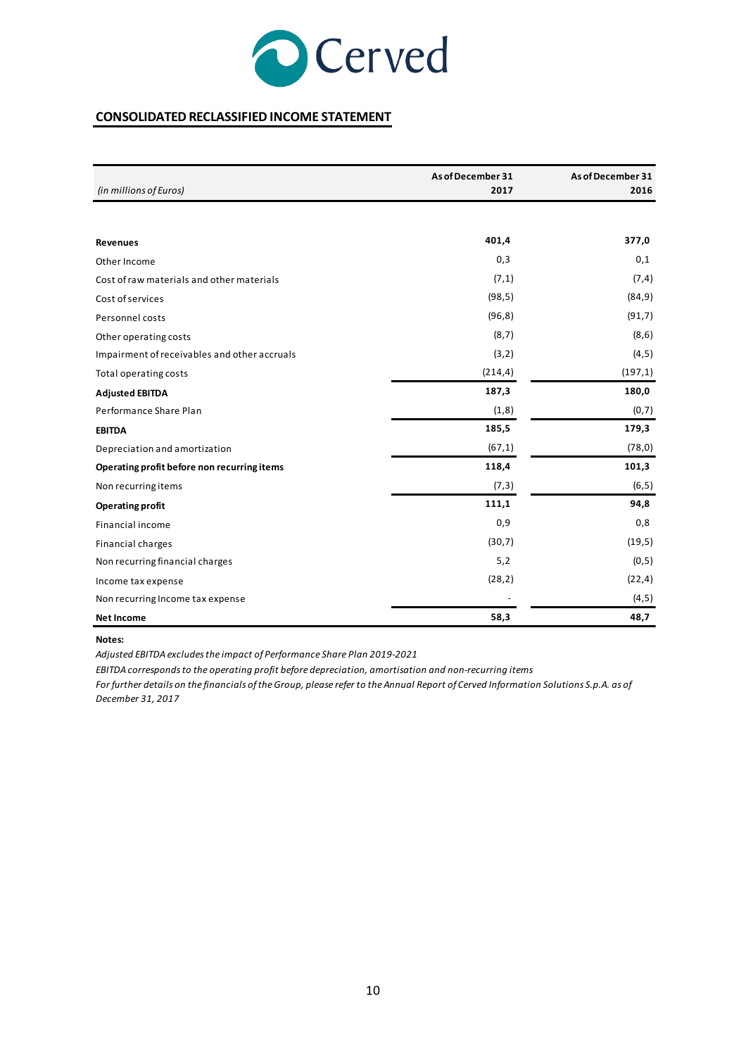## CONSOLIDATED RECLASSIFIED INCOME STATEMENT

| *(in millions of Euros)* | **As of December 31 2017** | **As of December 31 2016** |
|---|---|---|
| **Revenues** | **401,4** | **377,0** |
| Other Income | 0,3 | 0,1 |
| Cost of raw materials and other materials | (7,1) | (7,4) |
| Cost of services | (98,5) | (84,9) |
| Personnel costs | (96,8) | (91,7) |
| Other operating costs | (8,7) | (8,6) |
| Impairment of receivables and other accruals | (3,2) | (4,5) |
| Total operating costs | (214,4) | (197,1) |
| **Adjusted EBITDA** | **187,3** | **180,0** |
| Performance Share Plan | (1,8) | (0,7) |
| **EBITDA** | **185,5** | **179,3** |
| Depreciation and amortization | (67,1) | (78,0) |
| **Operating profit before non recurring items** | **118,4** | **101,3** |
| Non recurring items | (7,3) | (6,5) |
| **Operating profit** | **111,1** | **94,8** |
| Financial income | 0,9 | 0,8 |
| Financial charges | (30,7) | (19,5) |
| Non recurring financial charges | 5,2 | (0,5) |
| Income tax expense | (28,2) | (22,4) |
| Non recurring Income tax expense | - | (4,5) |
| **Net Income** | **58,3** | **48,7** |

**Notes:**

*Adjusted EBITDA excludes the impact of Performance Share Plan 2019-2021*

*EBITDA corresponds to the operating profit before depreciation, amortisation and non-recurring items*

*For further details on the financials of the Group, please refer to the Annual Report of Cerved Information Solutions S.p.A. as of December 31, 2017*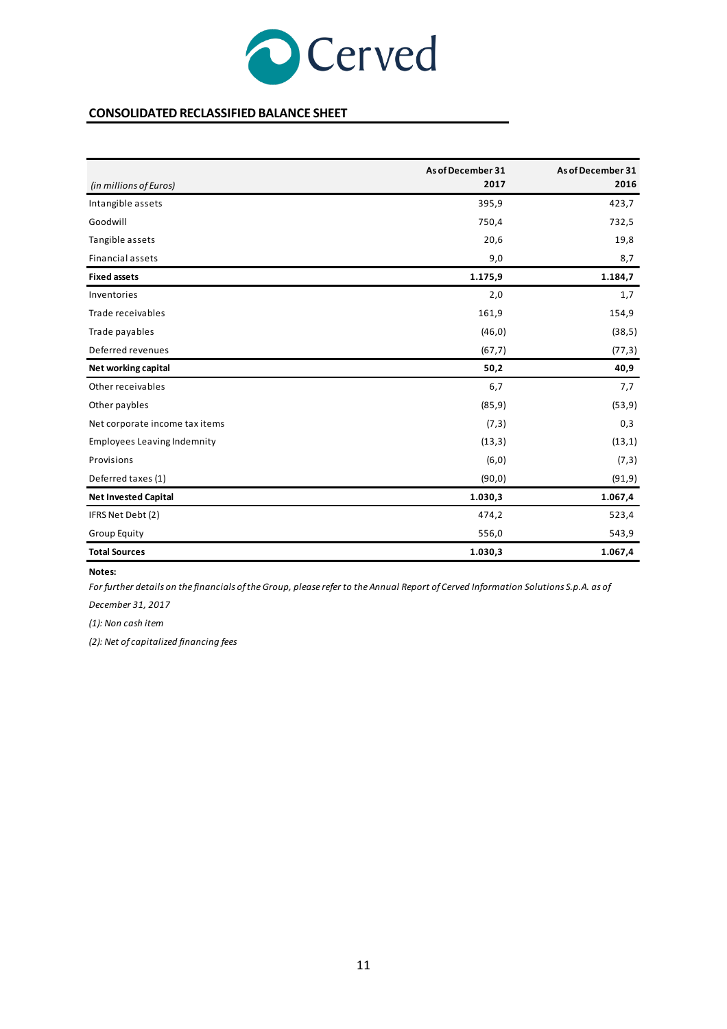## CONSOLIDATED RECLASSIFIED BALANCE SHEET

| *(in millions of Euros)* | As of December 31 2017 | As of December 31 2016 |
|---|---|---|
| Intangible assets | 395,9 | 423,7 |
| Goodwill | 750,4 | 732,5 |
| Tangible assets | 20,6 | 19,8 |
| Financial assets | 9,0 | 8,7 |
| **Fixed assets** | **1.175,9** | **1.184,7** |
| Inventories | 2,0 | 1,7 |
| Trade receivables | 161,9 | 154,9 |
| Trade payables | (46,0) | (38,5) |
| Deferred revenues | (67,7) | (77,3) |
| **Net working capital** | **50,2** | **40,9** |
| Other receivables | 6,7 | 7,7 |
| Other paybles | (85,9) | (53,9) |
| Net corporate income tax items | (7,3) | 0,3 |
| Employees Leaving Indemnity | (13,3) | (13,1) |
| Provisions | (6,0) | (7,3) |
| Deferred taxes (1) | (90,0) | (91,9) |
| **Net Invested Capital** | **1.030,3** | **1.067,4** |
| IFRS Net Debt (2) | 474,2 | 523,4 |
| Group Equity | 556,0 | 543,9 |
| **Total Sources** | **1.030,3** | **1.067,4** |

**Notes:**

*For further details on the financials of the Group, please refer to the Annual Report of Cerved Information Solutions S.p.A. as of December 31, 2017*

*(1): Non cash item*

*(2): Net of capitalized financing fees*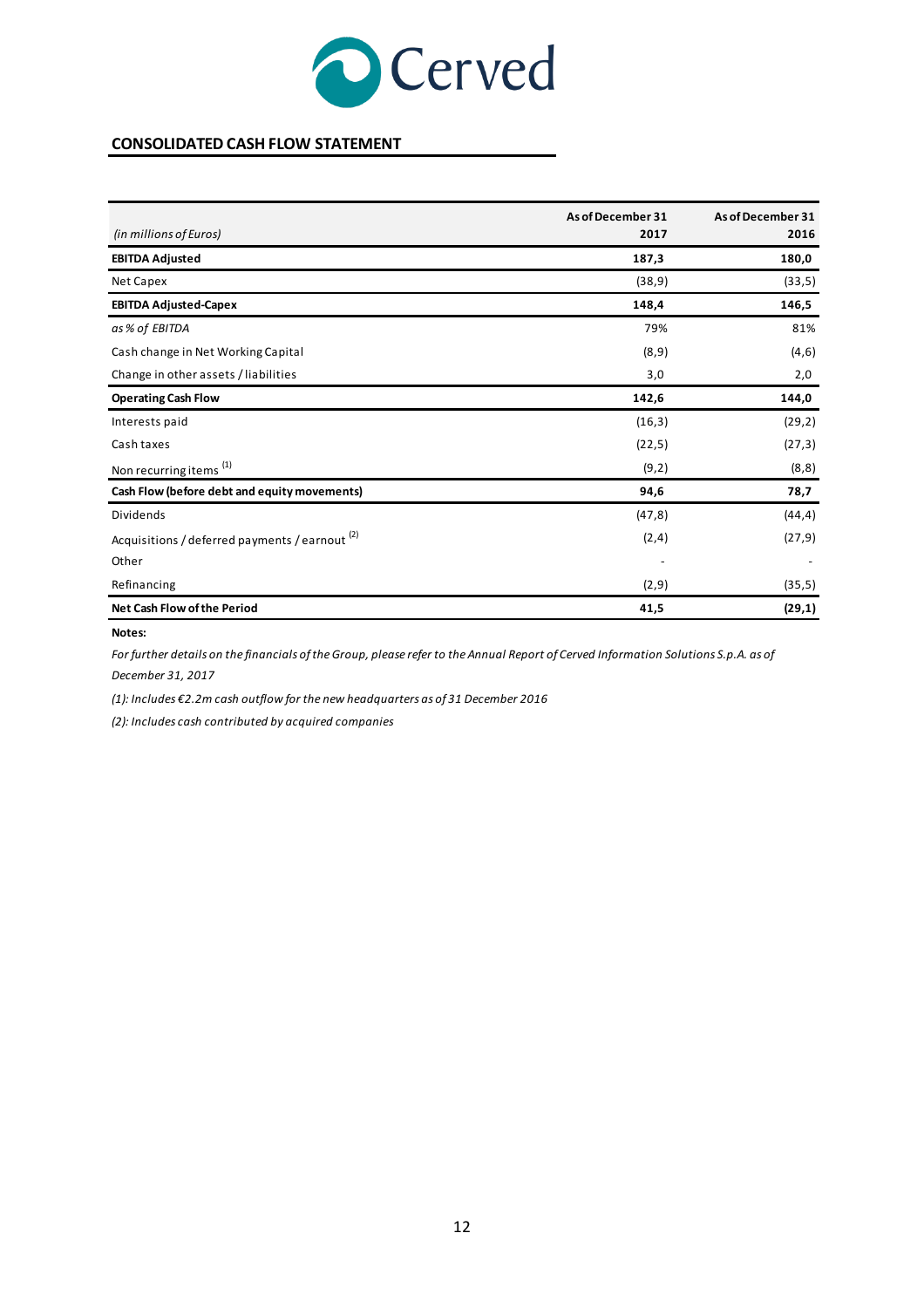## CONSOLIDATED CASH FLOW STATEMENT

| *(in millions of Euros)* | As of December 31 2017 | As of December 31 2016 |
|---|---|---|
| **EBITDA Adjusted** | **187,3** | **180,0** |
| Net Capex | (38,9) | (33,5) |
| **EBITDA Adjusted-Capex** | **148,4** | **146,5** |
| *as % of EBITDA* | 79% | 81% |
| Cash change in Net Working Capital | (8,9) | (4,6) |
| Change in other assets / liabilities | 3,0 | 2,0 |
| **Operating Cash Flow** | **142,6** | **144,0** |
| Interests paid | (16,3) | (29,2) |
| Cash taxes | (22,5) | (27,3) |
| Non recurring items [(1)] | (9,2) | (8,8) |
| **Cash Flow (before debt and equity movements)** | **94,6** | **78,7** |
| Dividends | (47,8) | (44,4) |
| Acquisitions / deferred payments / earnout [(2)] | (2,4) | (27,9) |
| Other | - | - |
| Refinancing | (2,9) | (35,5) |
| **Net Cash Flow of the Period** | **41,5** | **(29,1)** |

**Notes:**

*For further details on the financials of the Group, please refer to the Annual Report of Cerved Information Solutions S.p.A. as of December 31, 2017*

*(1): Includes €2.2m cash outflow for the new headquarters as of 31 December 2016*

*(2): Includes cash contributed by acquired companies*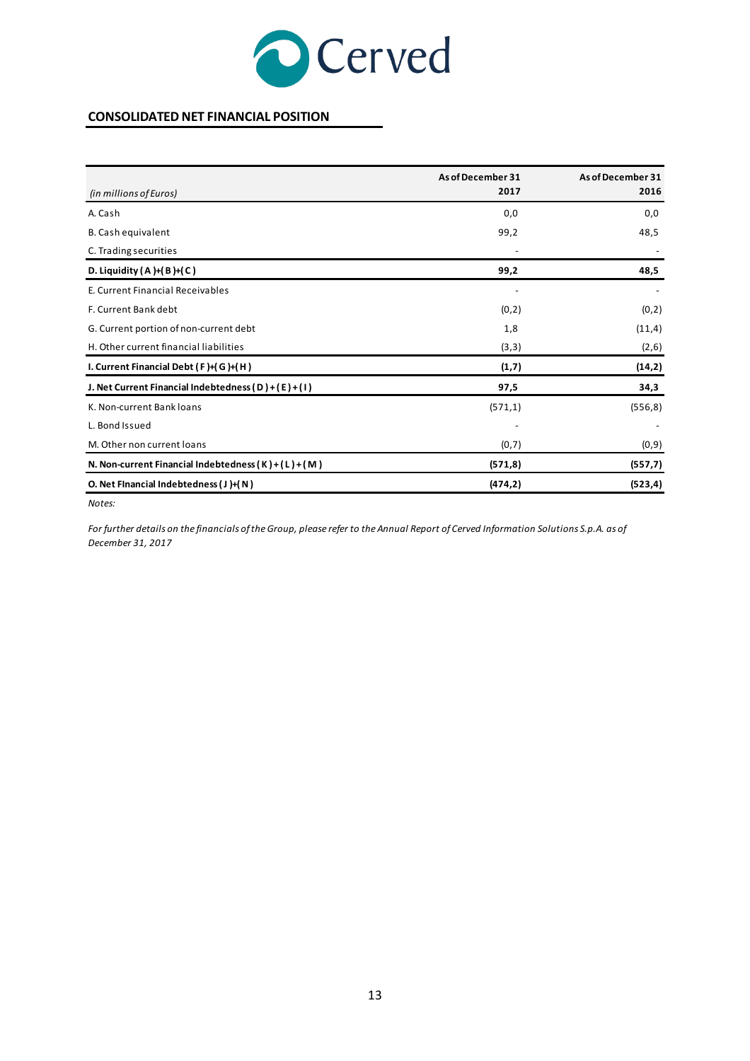## CONSOLIDATED NET FINANCIAL POSITION

| *(in millions of Euros)* | As of December 31 2017 | As of December 31 2016 |
|---|---|---|
| A. Cash | 0,0 | 0,0 |
| B. Cash equivalent | 99,2 | 48,5 |
| C. Trading securities | - | - |
| **D. Liquidity ( A )+( B )+( C )** | **99,2** | **48,5** |
| E. Current Financial Receivables | - | - |
| F. Current Bank debt | (0,2) | (0,2) |
| G. Current portion of non-current debt | 1,8 | (11,4) |
| H. Other current financial liabilities | (3,3) | (2,6) |
| **I. Current Financial Debt ( F )+( G )+( H )** | **(1,7)** | **(14,2)** |
| **J. Net Current Financial Indebtedness ( D ) + ( E ) + ( I )** | **97,5** | **34,3** |
| K. Non-current Bank loans | (571,1) | (556,8) |
| L. Bond Issued | - | - |
| M. Other non current loans | (0,7) | (0,9) |
| **N. Non-current Financial Indebtedness ( K ) + ( L ) + ( M )** | **(571,8)** | **(557,7)** |
| **O. Net FInancial Indebtedness ( J )+( N )** | **(474,2)** | **(523,4)** |

*Notes:*

*For further details on the financials of the Group, please refer to the Annual Report of Cerved Information Solutions S.p.A. as of December 31, 2017*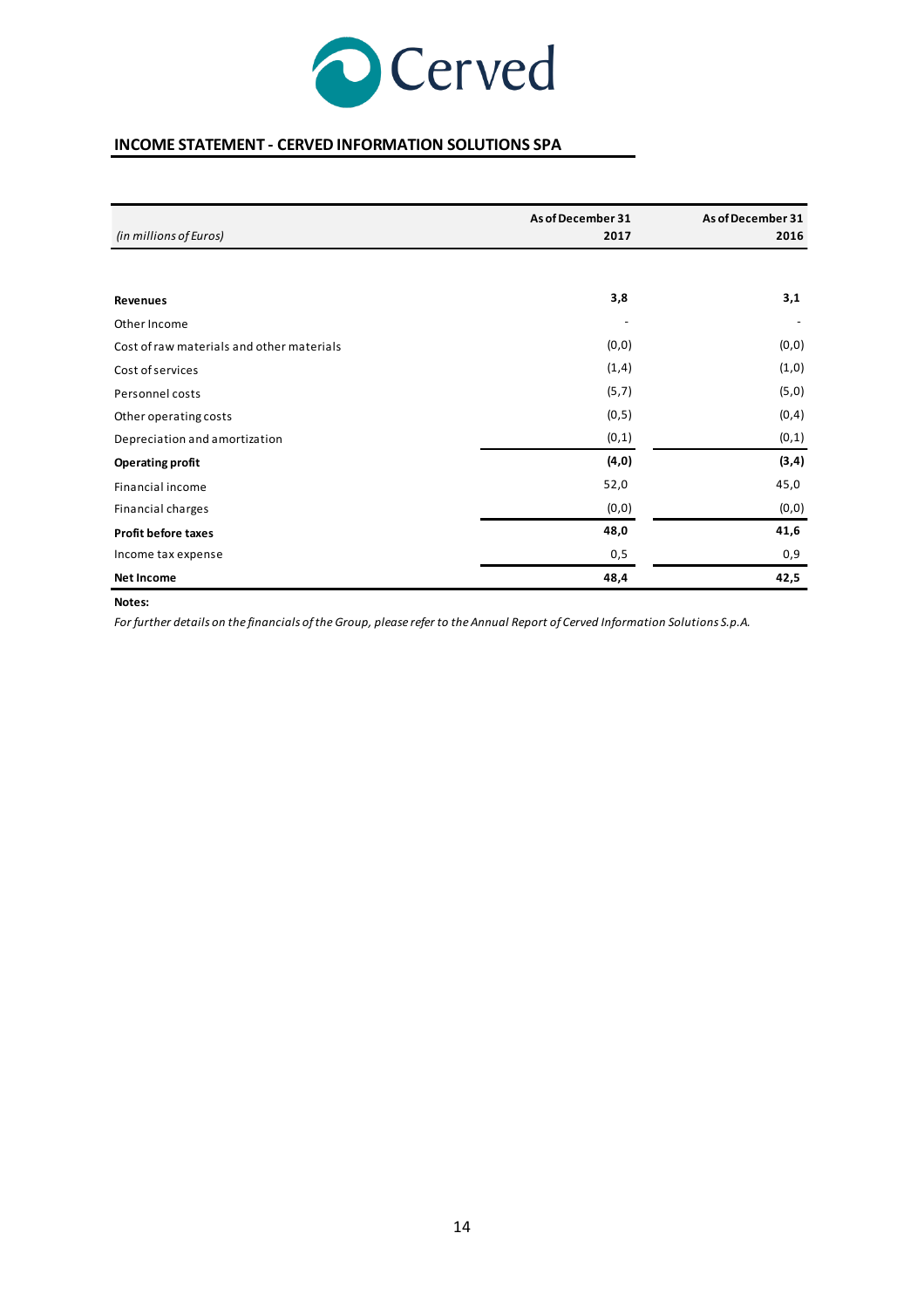## INCOME STATEMENT - CERVED INFORMATION SOLUTIONS SPA

| *(in millions of Euros)* | As of December 31 2017 | As of December 31 2016 |
|---|---|---|
| **Revenues** | **3,8** | **3,1** |
| Other Income | - | - |
| Cost of raw materials and other materials | (0,0) | (0,0) |
| Cost of services | (1,4) | (1,0) |
| Personnel costs | (5,7) | (5,0) |
| Other operating costs | (0,5) | (0,4) |
| Depreciation and amortization | (0,1) | (0,1) |
| **Operating profit** | **(4,0)** | **(3,4)** |
| Financial income | 52,0 | 45,0 |
| Financial charges | (0,0) | (0,0) |
| **Profit before taxes** | **48,0** | **41,6** |
| Income tax expense | 0,5 | 0,9 |
| **Net Income** | **48,4** | **42,5** |

**Notes:**

*For further details on the financials of the Group, please refer to the Annual Report of Cerved Information Solutions S.p.A.*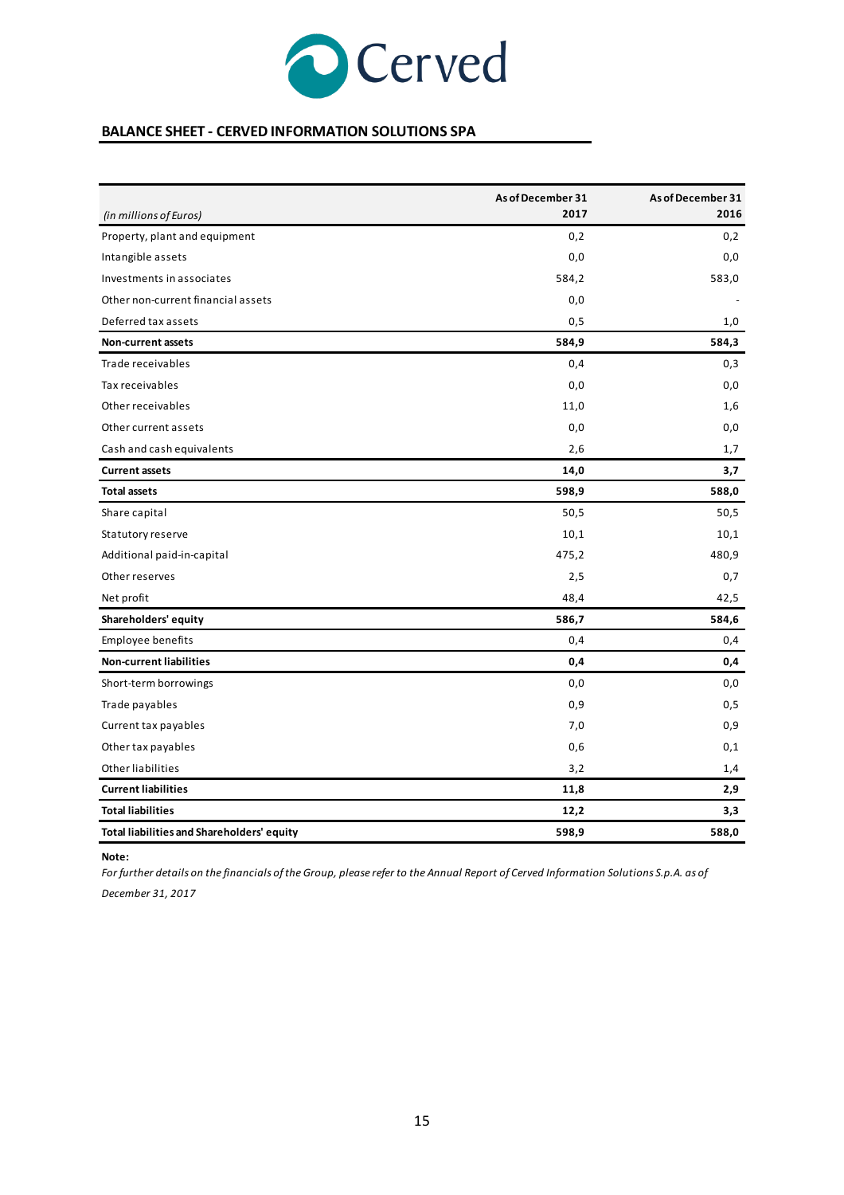## BALANCE SHEET - CERVED INFORMATION SOLUTIONS SPA

| *(in millions of Euros)* | As of December 31 2017 | As of December 31 2016 |
|---|---|---|
| Property, plant and equipment | 0,2 | 0,2 |
| Intangible assets | 0,0 | 0,0 |
| Investments in associates | 584,2 | 583,0 |
| Other non-current financial assets | 0,0 | - |
| Deferred tax assets | 0,5 | 1,0 |
| **Non-current assets** | **584,9** | **584,3** |
| Trade receivables | 0,4 | 0,3 |
| Tax receivables | 0,0 | 0,0 |
| Other receivables | 11,0 | 1,6 |
| Other current assets | 0,0 | 0,0 |
| Cash and cash equivalents | 2,6 | 1,7 |
| **Current assets** | **14,0** | **3,7** |
| **Total assets** | **598,9** | **588,0** |
| Share capital | 50,5 | 50,5 |
| Statutory reserve | 10,1 | 10,1 |
| Additional paid-in-capital | 475,2 | 480,9 |
| Other reserves | 2,5 | 0,7 |
| Net profit | 48,4 | 42,5 |
| **Shareholders' equity** | **586,7** | **584,6** |
| Employee benefits | 0,4 | 0,4 |
| **Non-current liabilities** | **0,4** | **0,4** |
| Short-term borrowings | 0,0 | 0,0 |
| Trade payables | 0,9 | 0,5 |
| Current tax payables | 7,0 | 0,9 |
| Other tax payables | 0,6 | 0,1 |
| Other liabilities | 3,2 | 1,4 |
| **Current liabilities** | **11,8** | **2,9** |
| **Total liabilities** | **12,2** | **3,3** |
| **Total liabilities and Shareholders' equity** | **598,9** | **588,0** |

**Note:**

*For further details on the financials of the Group, please refer to the Annual Report of Cerved Information Solutions S.p.A. as of December 31, 2017*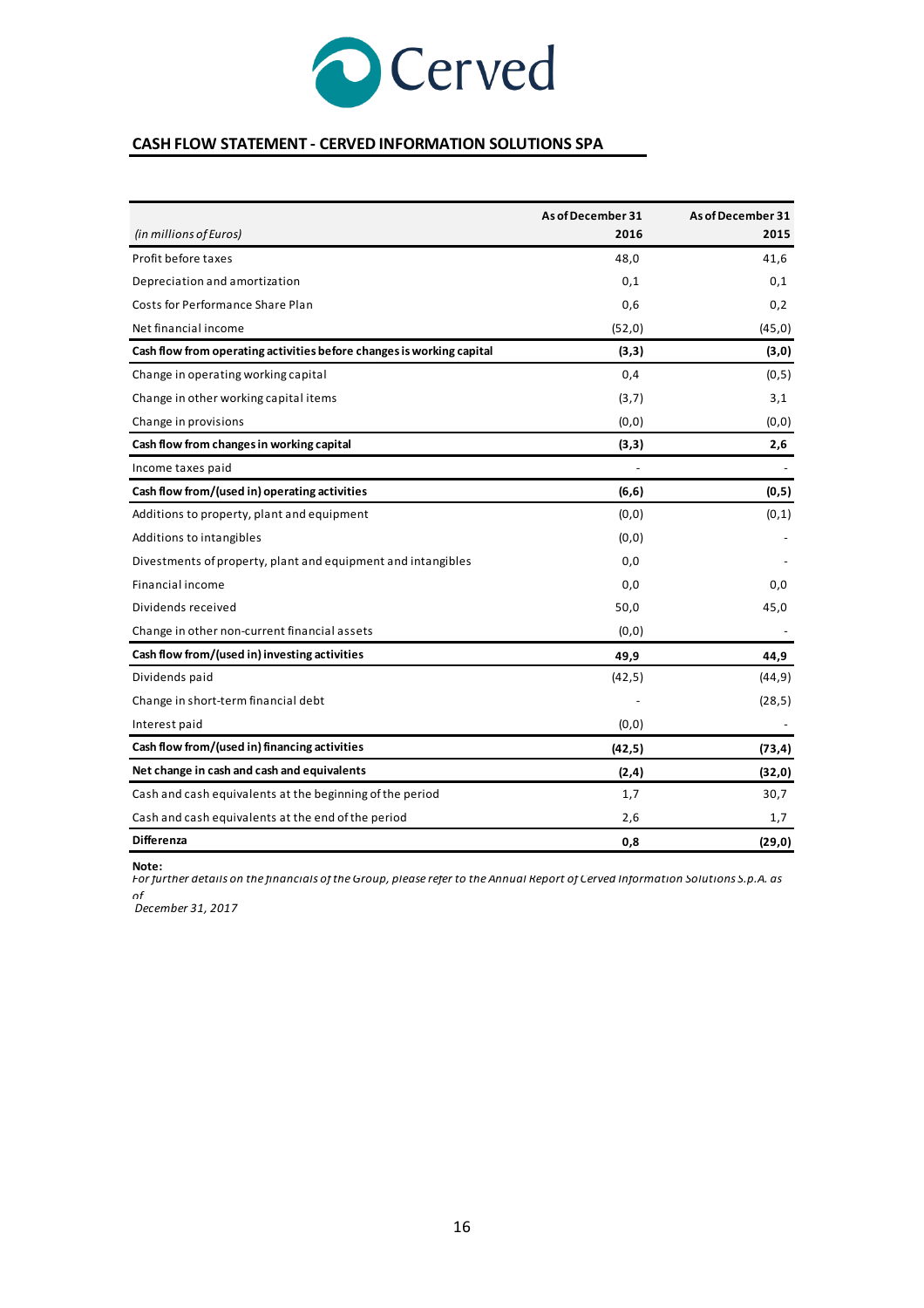Cerved

## CASH FLOW STATEMENT - CERVED INFORMATION SOLUTIONS SPA

| *(in millions of Euros)* | As of December 31 2016 | As of December 31 2015 |
|---|---|---|
| Profit before taxes | 48,0 | 41,6 |
| Depreciation and amortization | 0,1 | 0,1 |
| Costs for Performance Share Plan | 0,6 | 0,2 |
| Net financial income | (52,0) | (45,0) |
| **Cash flow from operating activities before changes is working capital** | **(3,3)** | **(3,0)** |
| Change in operating working capital | 0,4 | (0,5) |
| Change in other working capital items | (3,7) | 3,1 |
| Change in provisions | (0,0) | (0,0) |
| **Cash flow from changes in working capital** | **(3,3)** | **2,6** |
| Income taxes paid | - | - |
| **Cash flow from/(used in) operating activities** | **(6,6)** | **(0,5)** |
| Additions to property, plant and equipment | (0,0) | (0,1) |
| Additions to intangibles | (0,0) | - |
| Divestments of property, plant and equipment and intangibles | 0,0 | - |
| Financial income | 0,0 | 0,0 |
| Dividends received | 50,0 | 45,0 |
| Change in other non-current financial assets | (0,0) | - |
| **Cash flow from/(used in) investing activities** | **49,9** | **44,9** |
| Dividends paid | (42,5) | (44,9) |
| Change in short-term financial debt | - | (28,5) |
| Interest paid | (0,0) | - |
| **Cash flow from/(used in) financing activities** | **(42,5)** | **(73,4)** |
| **Net change in cash and cash equivalents** | **(2,4)** | **(32,0)** |
| Cash and cash equivalents at the beginning of the period | 1,7 | 30,7 |
| Cash and cash equivalents at the end of the period | 2,6 | 1,7 |
| **Differenza** | **0,8** | **(29,0)** |

**Note:**
*For further details on the financials of the Group, please refer to the Annual Report of Cerved Information Solutions S.p.A. as of December 31, 2017*